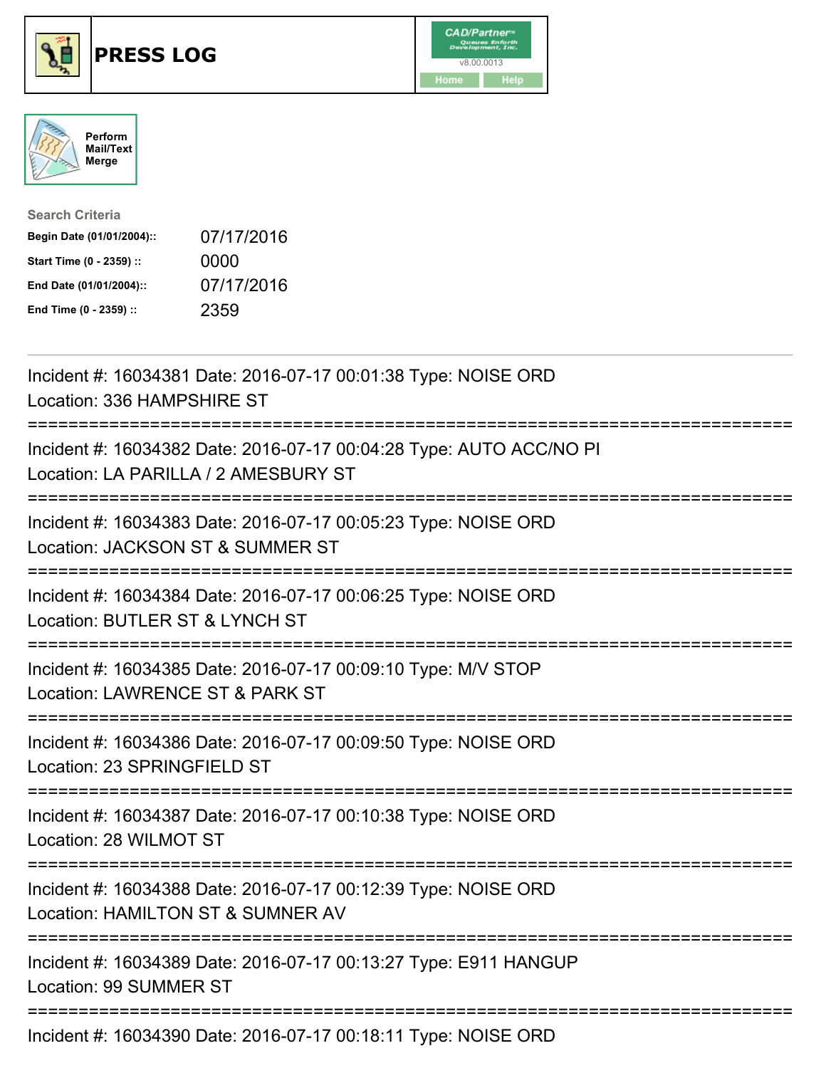# PRESS LOG

CAD/Partner v8.00.0013
Home Help

Perform Mail/Text Merge

**Search Criteria**

| | |
|---|---|
| **Begin Date (01/01/2004)::** | 07/17/2016 |
| **Start Time (0 - 2359) ::** | 0000 |
| **End Date (01/01/2004)::** | 07/17/2016 |
| **End Time (0 - 2359) ::** | 2359 |

---

Incident #: 16034381 Date: 2016-07-17 00:01:38 Type: NOISE ORD
Location: 336 HAMPSHIRE ST

===========================================================================

Incident #: 16034382 Date: 2016-07-17 00:04:28 Type: AUTO ACC/NO PI
Location: LA PARILLA / 2 AMESBURY ST

===========================================================================

Incident #: 16034383 Date: 2016-07-17 00:05:23 Type: NOISE ORD
Location: JACKSON ST & SUMMER ST

===========================================================================

Incident #: 16034384 Date: 2016-07-17 00:06:25 Type: NOISE ORD
Location: BUTLER ST & LYNCH ST

===========================================================================

Incident #: 16034385 Date: 2016-07-17 00:09:10 Type: M/V STOP
Location: LAWRENCE ST & PARK ST

===========================================================================

Incident #: 16034386 Date: 2016-07-17 00:09:50 Type: NOISE ORD
Location: 23 SPRINGFIELD ST

===========================================================================

Incident #: 16034387 Date: 2016-07-17 00:10:38 Type: NOISE ORD
Location: 28 WILMOT ST

===========================================================================

Incident #: 16034388 Date: 2016-07-17 00:12:39 Type: NOISE ORD
Location: HAMILTON ST & SUMNER AV

===========================================================================

Incident #: 16034389 Date: 2016-07-17 00:13:27 Type: E911 HANGUP
Location: 99 SUMMER ST

===========================================================================

Incident #: 16034390 Date: 2016-07-17 00:18:11 Type: NOISE ORD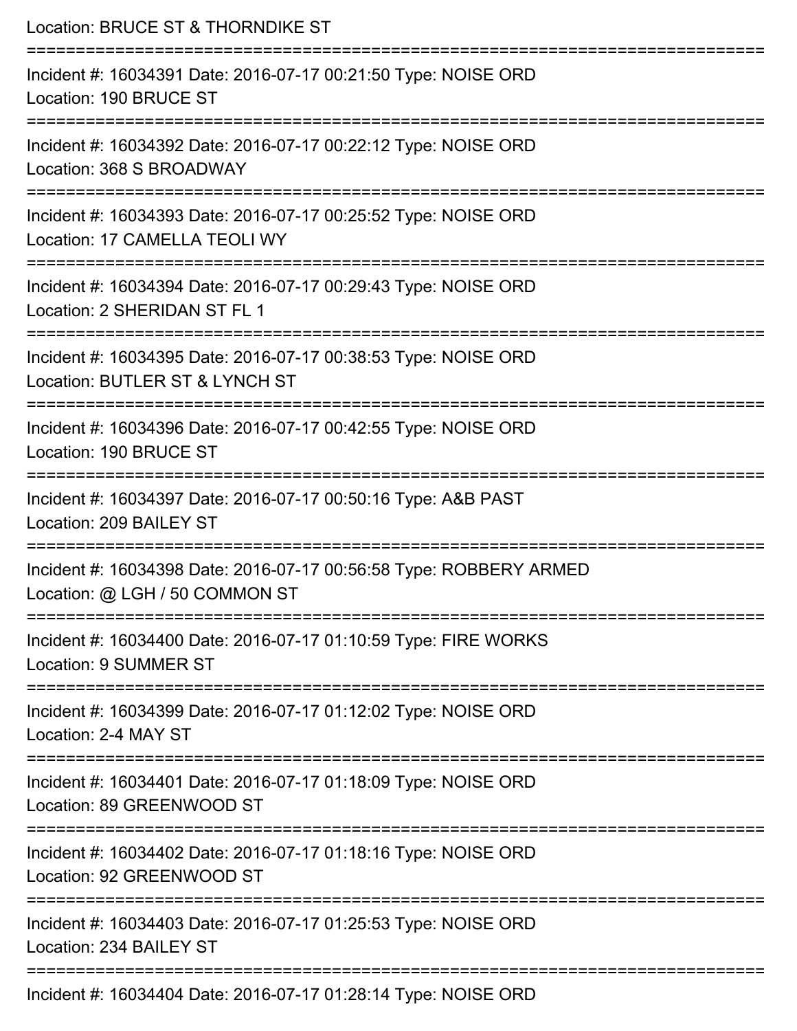Location: BRUCE ST & THORNDIKE ST

===========================================================================

Incident #: 16034391 Date: 2016-07-17 00:21:50 Type: NOISE ORD
Location: 190 BRUCE ST

===========================================================================

Incident #: 16034392 Date: 2016-07-17 00:22:12 Type: NOISE ORD
Location: 368 S BROADWAY

===========================================================================

Incident #: 16034393 Date: 2016-07-17 00:25:52 Type: NOISE ORD
Location: 17 CAMELLA TEOLI WY

===========================================================================

Incident #: 16034394 Date: 2016-07-17 00:29:43 Type: NOISE ORD
Location: 2 SHERIDAN ST FL 1

===========================================================================

Incident #: 16034395 Date: 2016-07-17 00:38:53 Type: NOISE ORD
Location: BUTLER ST & LYNCH ST

===========================================================================

Incident #: 16034396 Date: 2016-07-17 00:42:55 Type: NOISE ORD
Location: 190 BRUCE ST

===========================================================================

Incident #: 16034397 Date: 2016-07-17 00:50:16 Type: A&B PAST
Location: 209 BAILEY ST

===========================================================================

Incident #: 16034398 Date: 2016-07-17 00:56:58 Type: ROBBERY ARMED
Location: @ LGH / 50 COMMON ST

===========================================================================

Incident #: 16034400 Date: 2016-07-17 01:10:59 Type: FIRE WORKS
Location: 9 SUMMER ST

===========================================================================

Incident #: 16034399 Date: 2016-07-17 01:12:02 Type: NOISE ORD
Location: 2-4 MAY ST

===========================================================================

Incident #: 16034401 Date: 2016-07-17 01:18:09 Type: NOISE ORD
Location: 89 GREENWOOD ST

===========================================================================

Incident #: 16034402 Date: 2016-07-17 01:18:16 Type: NOISE ORD
Location: 92 GREENWOOD ST

===========================================================================

Incident #: 16034403 Date: 2016-07-17 01:25:53 Type: NOISE ORD
Location: 234 BAILEY ST

===========================================================================

Incident #: 16034404 Date: 2016-07-17 01:28:14 Type: NOISE ORD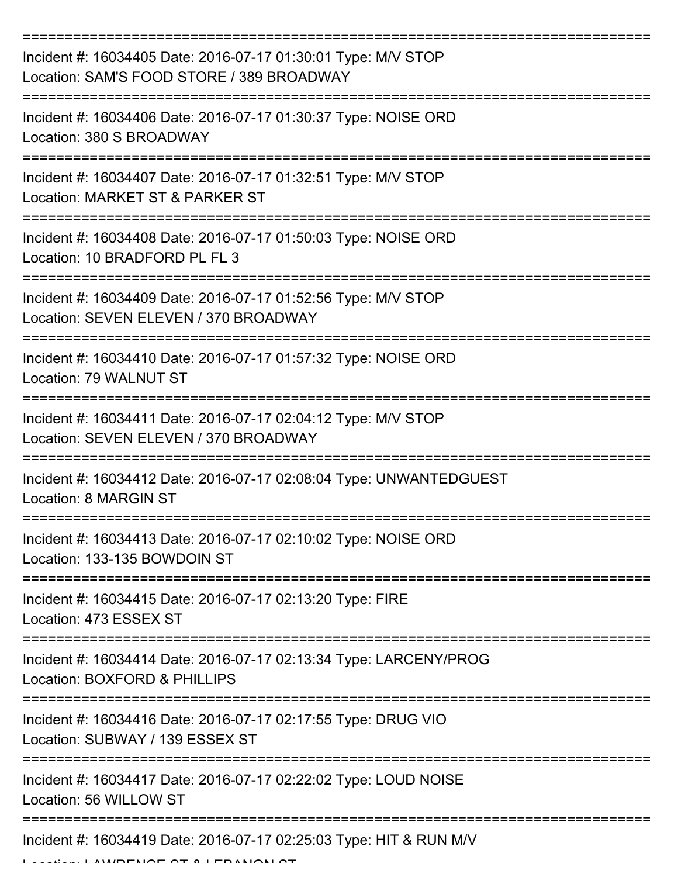===========================================================================

Incident #: 16034405 Date: 2016-07-17 01:30:01 Type: M/V STOP
Location: SAM'S FOOD STORE / 389 BROADWAY

===========================================================================

Incident #: 16034406 Date: 2016-07-17 01:30:37 Type: NOISE ORD
Location: 380 S BROADWAY

===========================================================================

Incident #: 16034407 Date: 2016-07-17 01:32:51 Type: M/V STOP
Location: MARKET ST & PARKER ST

===========================================================================

Incident #: 16034408 Date: 2016-07-17 01:50:03 Type: NOISE ORD
Location: 10 BRADFORD PL FL 3

===========================================================================

Incident #: 16034409 Date: 2016-07-17 01:52:56 Type: M/V STOP
Location: SEVEN ELEVEN / 370 BROADWAY

===========================================================================

Incident #: 16034410 Date: 2016-07-17 01:57:32 Type: NOISE ORD
Location: 79 WALNUT ST

===========================================================================

Incident #: 16034411 Date: 2016-07-17 02:04:12 Type: M/V STOP
Location: SEVEN ELEVEN / 370 BROADWAY

===========================================================================

Incident #: 16034412 Date: 2016-07-17 02:08:04 Type: UNWANTEDGUEST
Location: 8 MARGIN ST

===========================================================================

Incident #: 16034413 Date: 2016-07-17 02:10:02 Type: NOISE ORD
Location: 133-135 BOWDOIN ST

===========================================================================

Incident #: 16034415 Date: 2016-07-17 02:13:20 Type: FIRE
Location: 473 ESSEX ST

===========================================================================

Incident #: 16034414 Date: 2016-07-17 02:13:34 Type: LARCENY/PROG
Location: BOXFORD & PHILLIPS

===========================================================================

Incident #: 16034416 Date: 2016-07-17 02:17:55 Type: DRUG VIO
Location: SUBWAY / 139 ESSEX ST

===========================================================================

Incident #: 16034417 Date: 2016-07-17 02:22:02 Type: LOUD NOISE
Location: 56 WILLOW ST

===========================================================================

Incident #: 16034419 Date: 2016-07-17 02:25:03 Type: HIT & RUN M/V
Location: LAWRENCE ST & LEBANON ST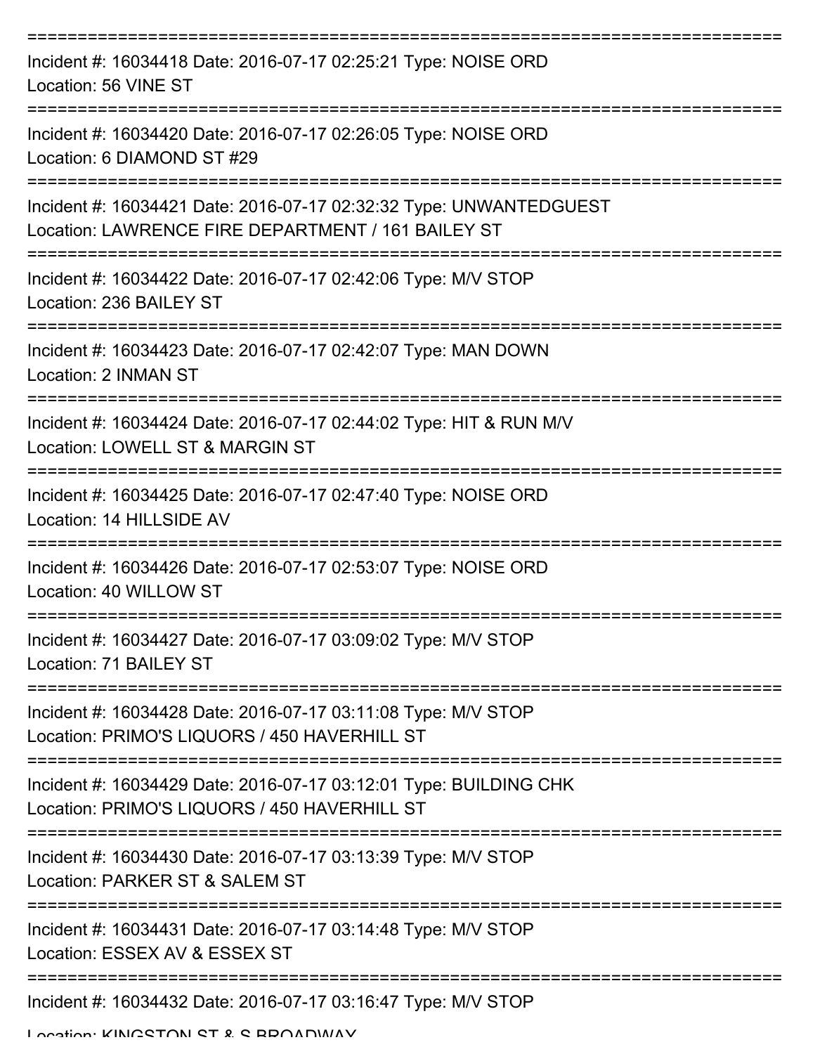===========================================================================

Incident #: 16034418 Date: 2016-07-17 02:25:21 Type: NOISE ORD
Location: 56 VINE ST

===========================================================================

Incident #: 16034420 Date: 2016-07-17 02:26:05 Type: NOISE ORD
Location: 6 DIAMOND ST #29

===========================================================================

Incident #: 16034421 Date: 2016-07-17 02:32:32 Type: UNWANTEDGUEST
Location: LAWRENCE FIRE DEPARTMENT / 161 BAILEY ST

===========================================================================

Incident #: 16034422 Date: 2016-07-17 02:42:06 Type: M/V STOP
Location: 236 BAILEY ST

===========================================================================

Incident #: 16034423 Date: 2016-07-17 02:42:07 Type: MAN DOWN
Location: 2 INMAN ST

===========================================================================

Incident #: 16034424 Date: 2016-07-17 02:44:02 Type: HIT & RUN M/V
Location: LOWELL ST & MARGIN ST

===========================================================================

Incident #: 16034425 Date: 2016-07-17 02:47:40 Type: NOISE ORD
Location: 14 HILLSIDE AV

===========================================================================

Incident #: 16034426 Date: 2016-07-17 02:53:07 Type: NOISE ORD
Location: 40 WILLOW ST

===========================================================================

Incident #: 16034427 Date: 2016-07-17 03:09:02 Type: M/V STOP
Location: 71 BAILEY ST

===========================================================================

Incident #: 16034428 Date: 2016-07-17 03:11:08 Type: M/V STOP
Location: PRIMO'S LIQUORS / 450 HAVERHILL ST

===========================================================================

Incident #: 16034429 Date: 2016-07-17 03:12:01 Type: BUILDING CHK
Location: PRIMO'S LIQUORS / 450 HAVERHILL ST

===========================================================================

Incident #: 16034430 Date: 2016-07-17 03:13:39 Type: M/V STOP
Location: PARKER ST & SALEM ST

===========================================================================

Incident #: 16034431 Date: 2016-07-17 03:14:48 Type: M/V STOP
Location: ESSEX AV & ESSEX ST

===========================================================================

Incident #: 16034432 Date: 2016-07-17 03:16:47 Type: M/V STOP
Location: KINGSTON ST & S BROADWAY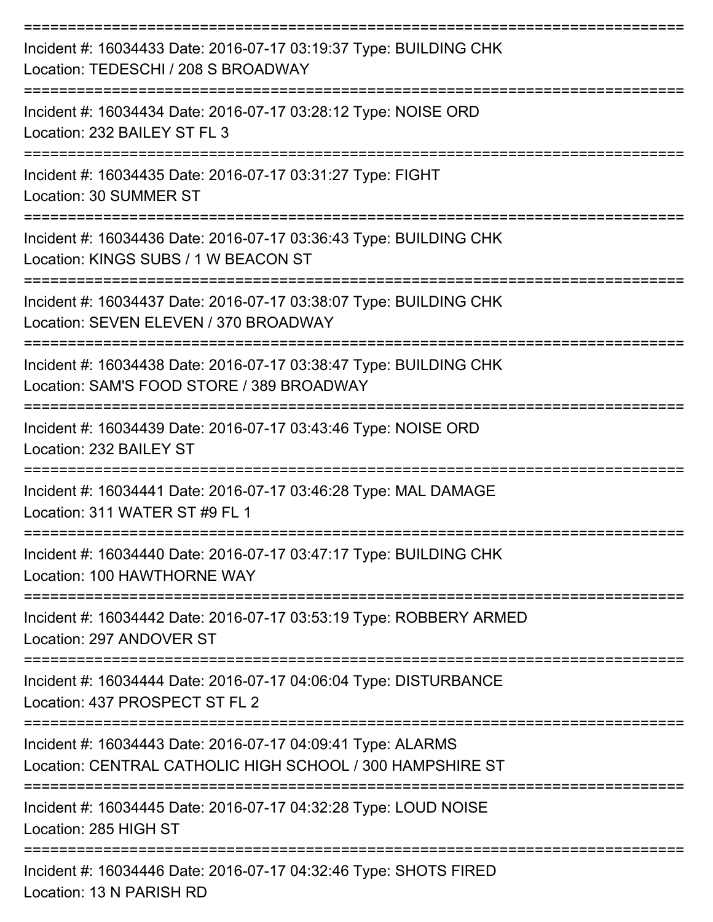===========================================================================

Incident #: 16034433 Date: 2016-07-17 03:19:37 Type: BUILDING CHK
Location: TEDESCHI / 208 S BROADWAY

===========================================================================

Incident #: 16034434 Date: 2016-07-17 03:28:12 Type: NOISE ORD
Location: 232 BAILEY ST FL 3

===========================================================================

Incident #: 16034435 Date: 2016-07-17 03:31:27 Type: FIGHT
Location: 30 SUMMER ST

===========================================================================

Incident #: 16034436 Date: 2016-07-17 03:36:43 Type: BUILDING CHK
Location: KINGS SUBS / 1 W BEACON ST

===========================================================================

Incident #: 16034437 Date: 2016-07-17 03:38:07 Type: BUILDING CHK
Location: SEVEN ELEVEN / 370 BROADWAY

===========================================================================

Incident #: 16034438 Date: 2016-07-17 03:38:47 Type: BUILDING CHK
Location: SAM'S FOOD STORE / 389 BROADWAY

===========================================================================

Incident #: 16034439 Date: 2016-07-17 03:43:46 Type: NOISE ORD
Location: 232 BAILEY ST

===========================================================================

Incident #: 16034441 Date: 2016-07-17 03:46:28 Type: MAL DAMAGE
Location: 311 WATER ST #9 FL 1

===========================================================================

Incident #: 16034440 Date: 2016-07-17 03:47:17 Type: BUILDING CHK
Location: 100 HAWTHORNE WAY

===========================================================================

Incident #: 16034442 Date: 2016-07-17 03:53:19 Type: ROBBERY ARMED
Location: 297 ANDOVER ST

===========================================================================

Incident #: 16034444 Date: 2016-07-17 04:06:04 Type: DISTURBANCE
Location: 437 PROSPECT ST FL 2

===========================================================================

Incident #: 16034443 Date: 2016-07-17 04:09:41 Type: ALARMS
Location: CENTRAL CATHOLIC HIGH SCHOOL / 300 HAMPSHIRE ST

===========================================================================

Incident #: 16034445 Date: 2016-07-17 04:32:28 Type: LOUD NOISE
Location: 285 HIGH ST

===========================================================================

Incident #: 16034446 Date: 2016-07-17 04:32:46 Type: SHOTS FIRED
Location: 13 N PARISH RD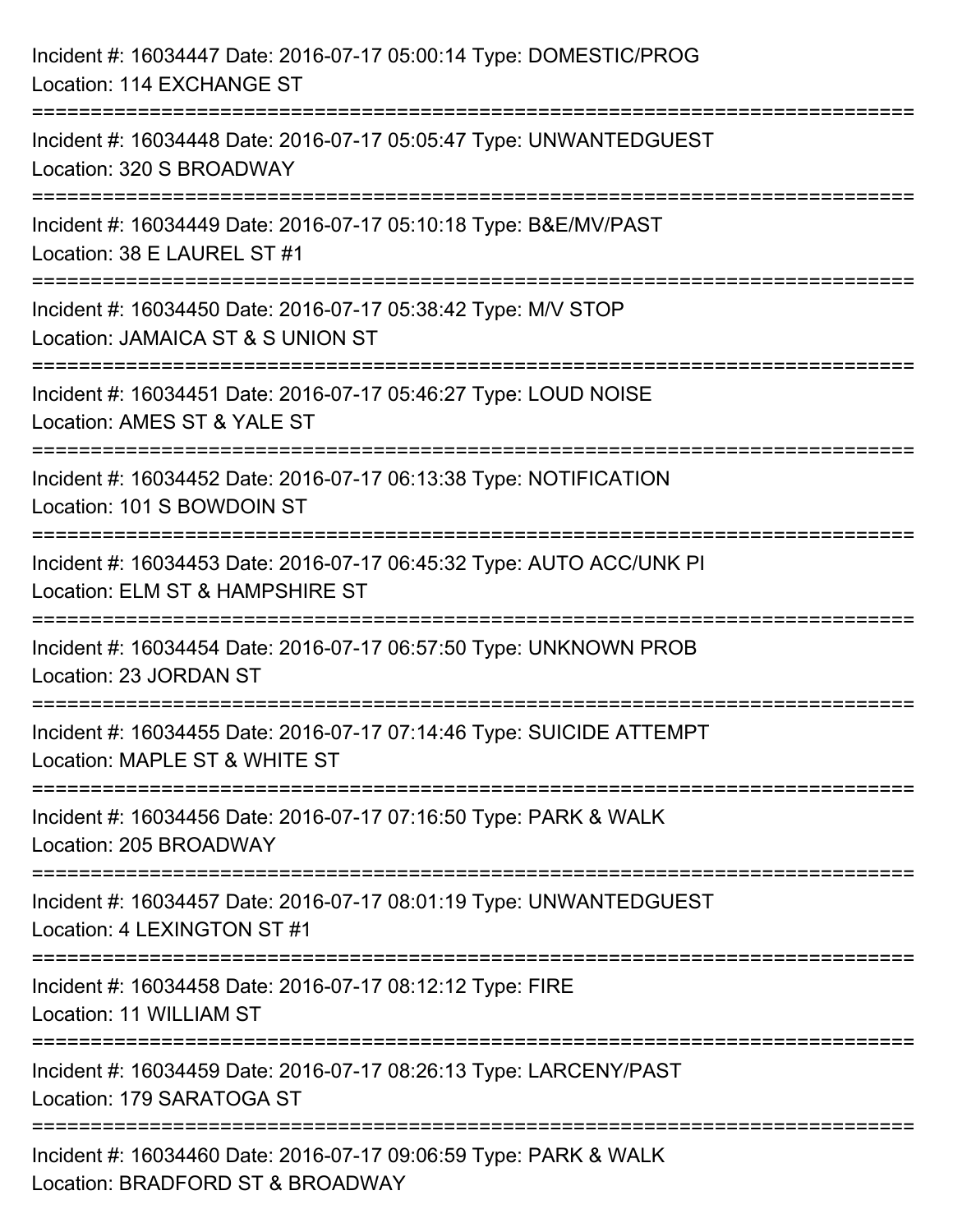Incident #: 16034447 Date: 2016-07-17 05:00:14 Type: DOMESTIC/PROG
Location: 114 EXCHANGE ST

===========================================================================

Incident #: 16034448 Date: 2016-07-17 05:05:47 Type: UNWANTEDGUEST
Location: 320 S BROADWAY

===========================================================================

Incident #: 16034449 Date: 2016-07-17 05:10:18 Type: B&E/MV/PAST
Location: 38 E LAUREL ST #1

===========================================================================

Incident #: 16034450 Date: 2016-07-17 05:38:42 Type: M/V STOP
Location: JAMAICA ST & S UNION ST

===========================================================================

Incident #: 16034451 Date: 2016-07-17 05:46:27 Type: LOUD NOISE
Location: AMES ST & YALE ST

===========================================================================

Incident #: 16034452 Date: 2016-07-17 06:13:38 Type: NOTIFICATION
Location: 101 S BOWDOIN ST

===========================================================================

Incident #: 16034453 Date: 2016-07-17 06:45:32 Type: AUTO ACC/UNK PI
Location: ELM ST & HAMPSHIRE ST

===========================================================================

Incident #: 16034454 Date: 2016-07-17 06:57:50 Type: UNKNOWN PROB
Location: 23 JORDAN ST

===========================================================================

Incident #: 16034455 Date: 2016-07-17 07:14:46 Type: SUICIDE ATTEMPT
Location: MAPLE ST & WHITE ST

===========================================================================

Incident #: 16034456 Date: 2016-07-17 07:16:50 Type: PARK & WALK
Location: 205 BROADWAY

===========================================================================

Incident #: 16034457 Date: 2016-07-17 08:01:19 Type: UNWANTEDGUEST
Location: 4 LEXINGTON ST #1

===========================================================================

Incident #: 16034458 Date: 2016-07-17 08:12:12 Type: FIRE
Location: 11 WILLIAM ST

===========================================================================

Incident #: 16034459 Date: 2016-07-17 08:26:13 Type: LARCENY/PAST
Location: 179 SARATOGA ST

===========================================================================

Incident #: 16034460 Date: 2016-07-17 09:06:59 Type: PARK & WALK
Location: BRADFORD ST & BROADWAY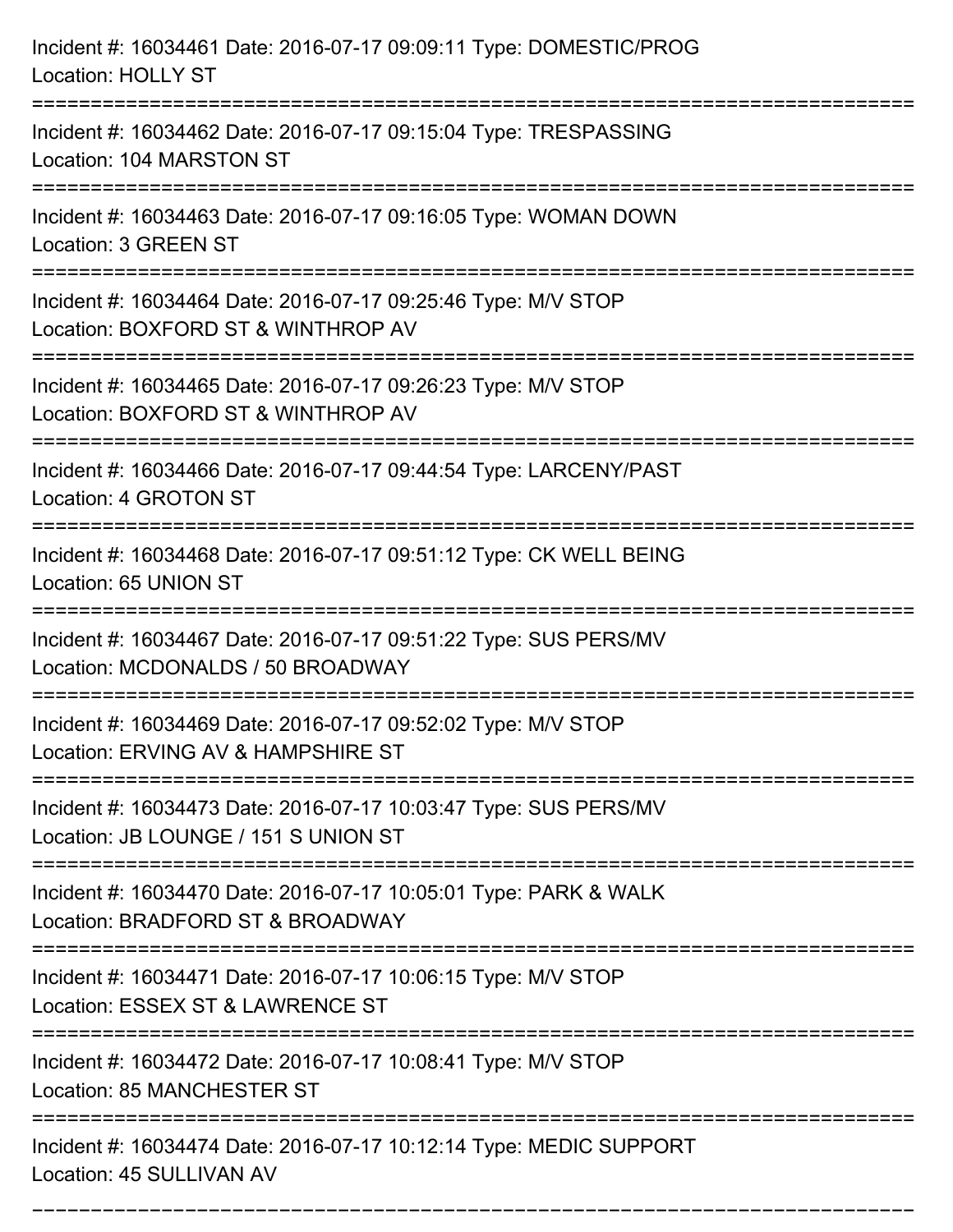Incident #: 16034461 Date: 2016-07-17 09:09:11 Type: DOMESTIC/PROG
Location: HOLLY ST

===========================================================================

Incident #: 16034462 Date: 2016-07-17 09:15:04 Type: TRESPASSING
Location: 104 MARSTON ST

===========================================================================

Incident #: 16034463 Date: 2016-07-17 09:16:05 Type: WOMAN DOWN
Location: 3 GREEN ST

===========================================================================

Incident #: 16034464 Date: 2016-07-17 09:25:46 Type: M/V STOP
Location: BOXFORD ST & WINTHROP AV

===========================================================================

Incident #: 16034465 Date: 2016-07-17 09:26:23 Type: M/V STOP
Location: BOXFORD ST & WINTHROP AV

===========================================================================

Incident #: 16034466 Date: 2016-07-17 09:44:54 Type: LARCENY/PAST
Location: 4 GROTON ST

===========================================================================

Incident #: 16034468 Date: 2016-07-17 09:51:12 Type: CK WELL BEING
Location: 65 UNION ST

===========================================================================

Incident #: 16034467 Date: 2016-07-17 09:51:22 Type: SUS PERS/MV
Location: MCDONALDS / 50 BROADWAY

===========================================================================

Incident #: 16034469 Date: 2016-07-17 09:52:02 Type: M/V STOP
Location: ERVING AV & HAMPSHIRE ST

===========================================================================

Incident #: 16034473 Date: 2016-07-17 10:03:47 Type: SUS PERS/MV
Location: JB LOUNGE / 151 S UNION ST

===========================================================================

Incident #: 16034470 Date: 2016-07-17 10:05:01 Type: PARK & WALK
Location: BRADFORD ST & BROADWAY

===========================================================================

Incident #: 16034471 Date: 2016-07-17 10:06:15 Type: M/V STOP
Location: ESSEX ST & LAWRENCE ST

===========================================================================

Incident #: 16034472 Date: 2016-07-17 10:08:41 Type: M/V STOP
Location: 85 MANCHESTER ST

===========================================================================

Incident #: 16034474 Date: 2016-07-17 10:12:14 Type: MEDIC SUPPORT
Location: 45 SULLIVAN AV

===========================================================================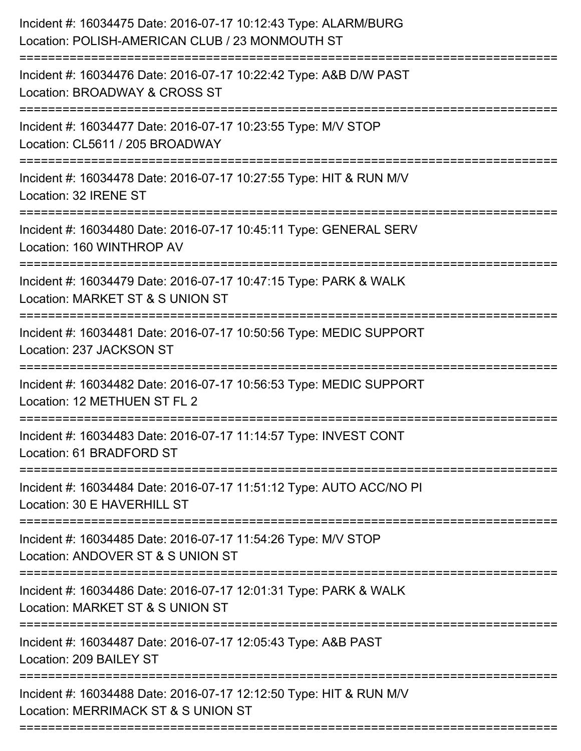Incident #: 16034475 Date: 2016-07-17 10:12:43 Type: ALARM/BURG
Location: POLISH-AMERICAN CLUB / 23 MONMOUTH ST

===========================================================================

Incident #: 16034476 Date: 2016-07-17 10:22:42 Type: A&B D/W PAST
Location: BROADWAY & CROSS ST

===========================================================================

Incident #: 16034477 Date: 2016-07-17 10:23:55 Type: M/V STOP
Location: CL5611 / 205 BROADWAY

===========================================================================

Incident #: 16034478 Date: 2016-07-17 10:27:55 Type: HIT & RUN M/V
Location: 32 IRENE ST

===========================================================================

Incident #: 16034480 Date: 2016-07-17 10:45:11 Type: GENERAL SERV
Location: 160 WINTHROP AV

===========================================================================

Incident #: 16034479 Date: 2016-07-17 10:47:15 Type: PARK & WALK
Location: MARKET ST & S UNION ST

===========================================================================

Incident #: 16034481 Date: 2016-07-17 10:50:56 Type: MEDIC SUPPORT
Location: 237 JACKSON ST

===========================================================================

Incident #: 16034482 Date: 2016-07-17 10:56:53 Type: MEDIC SUPPORT
Location: 12 METHUEN ST FL 2

===========================================================================

Incident #: 16034483 Date: 2016-07-17 11:14:57 Type: INVEST CONT
Location: 61 BRADFORD ST

===========================================================================

Incident #: 16034484 Date: 2016-07-17 11:51:12 Type: AUTO ACC/NO PI
Location: 30 E HAVERHILL ST

===========================================================================

Incident #: 16034485 Date: 2016-07-17 11:54:26 Type: M/V STOP
Location: ANDOVER ST & S UNION ST

===========================================================================

Incident #: 16034486 Date: 2016-07-17 12:01:31 Type: PARK & WALK
Location: MARKET ST & S UNION ST

===========================================================================

Incident #: 16034487 Date: 2016-07-17 12:05:43 Type: A&B PAST
Location: 209 BAILEY ST

===========================================================================

Incident #: 16034488 Date: 2016-07-17 12:12:50 Type: HIT & RUN M/V
Location: MERRIMACK ST & S UNION ST

===========================================================================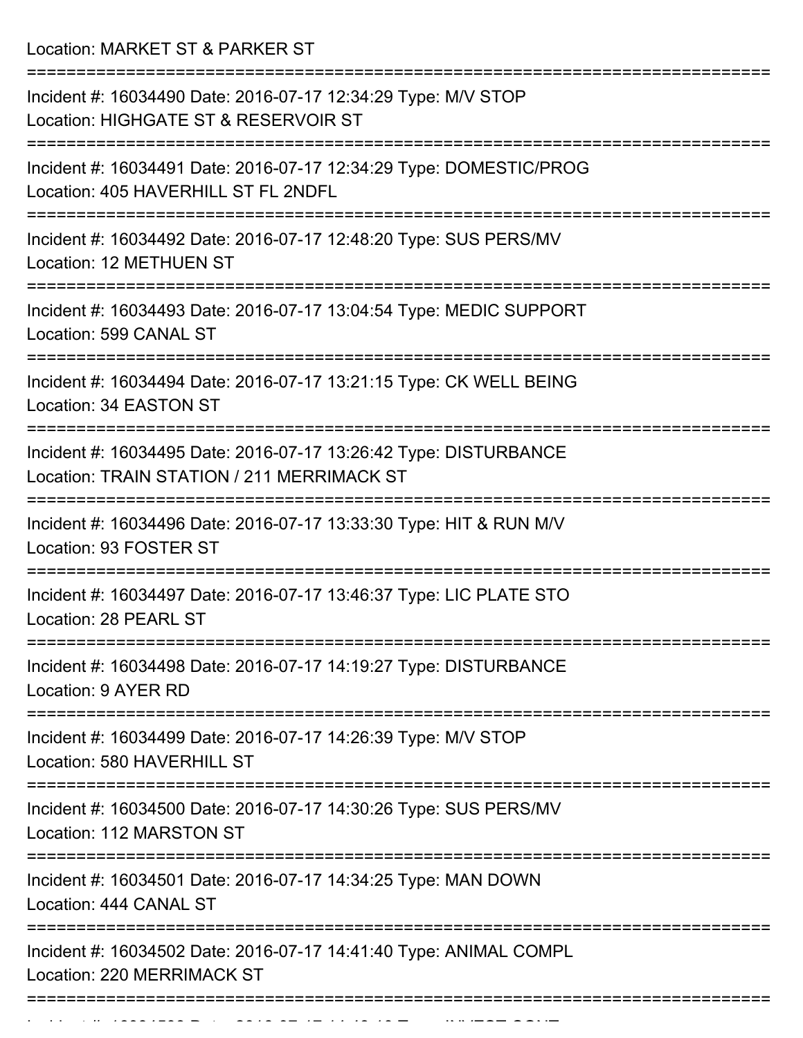Location: MARKET ST & PARKER ST

===========================================================================

Incident #: 16034490 Date: 2016-07-17 12:34:29 Type: M/V STOP

Location: HIGHGATE ST & RESERVOIR ST

===========================================================================

Incident #: 16034491 Date: 2016-07-17 12:34:29 Type: DOMESTIC/PROG

Location: 405 HAVERHILL ST FL 2NDFL

===========================================================================

Incident #: 16034492 Date: 2016-07-17 12:48:20 Type: SUS PERS/MV

Location: 12 METHUEN ST

===========================================================================

Incident #: 16034493 Date: 2016-07-17 13:04:54 Type: MEDIC SUPPORT

Location: 599 CANAL ST

===========================================================================

Incident #: 16034494 Date: 2016-07-17 13:21:15 Type: CK WELL BEING

Location: 34 EASTON ST

===========================================================================

Incident #: 16034495 Date: 2016-07-17 13:26:42 Type: DISTURBANCE

Location: TRAIN STATION / 211 MERRIMACK ST

===========================================================================

Incident #: 16034496 Date: 2016-07-17 13:33:30 Type: HIT & RUN M/V

Location: 93 FOSTER ST

===========================================================================

Incident #: 16034497 Date: 2016-07-17 13:46:37 Type: LIC PLATE STO

Location: 28 PEARL ST

===========================================================================

Incident #: 16034498 Date: 2016-07-17 14:19:27 Type: DISTURBANCE

Location: 9 AYER RD

===========================================================================

Incident #: 16034499 Date: 2016-07-17 14:26:39 Type: M/V STOP

Location: 580 HAVERHILL ST

===========================================================================

Incident #: 16034500 Date: 2016-07-17 14:30:26 Type: SUS PERS/MV

Location: 112 MARSTON ST

===========================================================================

Incident #: 16034501 Date: 2016-07-17 14:34:25 Type: MAN DOWN

Location: 444 CANAL ST

===========================================================================

Incident #: 16034502 Date: 2016-07-17 14:41:40 Type: ANIMAL COMPL

Location: 220 MERRIMACK ST

===========================================================================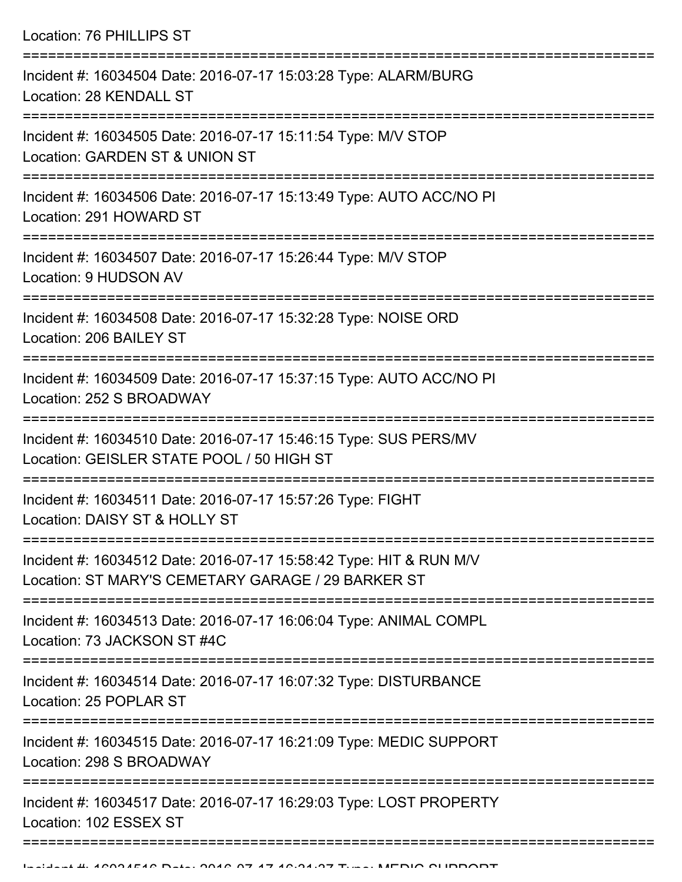Location: 76 PHILLIPS ST

===========================================================================

Incident #: 16034504 Date: 2016-07-17 15:03:28 Type: ALARM/BURG
Location: 28 KENDALL ST

===========================================================================

Incident #: 16034505 Date: 2016-07-17 15:11:54 Type: M/V STOP
Location: GARDEN ST & UNION ST

===========================================================================

Incident #: 16034506 Date: 2016-07-17 15:13:49 Type: AUTO ACC/NO PI
Location: 291 HOWARD ST

===========================================================================

Incident #: 16034507 Date: 2016-07-17 15:26:44 Type: M/V STOP
Location: 9 HUDSON AV

===========================================================================

Incident #: 16034508 Date: 2016-07-17 15:32:28 Type: NOISE ORD
Location: 206 BAILEY ST

===========================================================================

Incident #: 16034509 Date: 2016-07-17 15:37:15 Type: AUTO ACC/NO PI
Location: 252 S BROADWAY

===========================================================================

Incident #: 16034510 Date: 2016-07-17 15:46:15 Type: SUS PERS/MV
Location: GEISLER STATE POOL / 50 HIGH ST

===========================================================================

Incident #: 16034511 Date: 2016-07-17 15:57:26 Type: FIGHT
Location: DAISY ST & HOLLY ST

===========================================================================

Incident #: 16034512 Date: 2016-07-17 15:58:42 Type: HIT & RUN M/V
Location: ST MARY'S CEMETARY GARAGE / 29 BARKER ST

===========================================================================

Incident #: 16034513 Date: 2016-07-17 16:06:04 Type: ANIMAL COMPL
Location: 73 JACKSON ST #4C

===========================================================================

Incident #: 16034514 Date: 2016-07-17 16:07:32 Type: DISTURBANCE
Location: 25 POPLAR ST

===========================================================================

Incident #: 16034515 Date: 2016-07-17 16:21:09 Type: MEDIC SUPPORT
Location: 298 S BROADWAY

===========================================================================

Incident #: 16034517 Date: 2016-07-17 16:29:03 Type: LOST PROPERTY
Location: 102 ESSEX ST

===========================================================================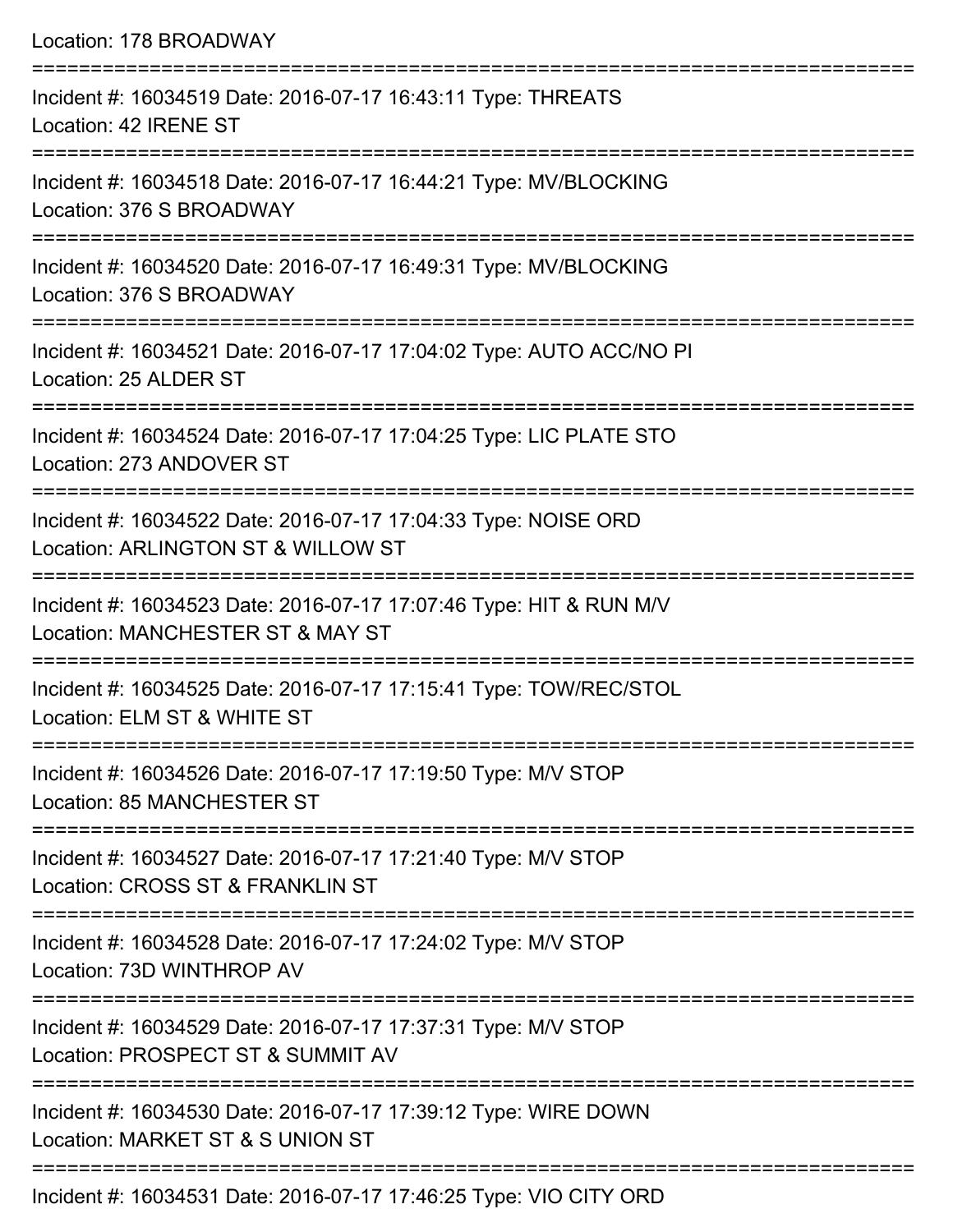Location: 178 BROADWAY

===========================================================================

Incident #: 16034519 Date: 2016-07-17 16:43:11 Type: THREATS
Location: 42 IRENE ST

===========================================================================

Incident #: 16034518 Date: 2016-07-17 16:44:21 Type: MV/BLOCKING
Location: 376 S BROADWAY

===========================================================================

Incident #: 16034520 Date: 2016-07-17 16:49:31 Type: MV/BLOCKING
Location: 376 S BROADWAY

===========================================================================

Incident #: 16034521 Date: 2016-07-17 17:04:02 Type: AUTO ACC/NO PI
Location: 25 ALDER ST

===========================================================================

Incident #: 16034524 Date: 2016-07-17 17:04:25 Type: LIC PLATE STO
Location: 273 ANDOVER ST

===========================================================================

Incident #: 16034522 Date: 2016-07-17 17:04:33 Type: NOISE ORD
Location: ARLINGTON ST & WILLOW ST

===========================================================================

Incident #: 16034523 Date: 2016-07-17 17:07:46 Type: HIT & RUN M/V
Location: MANCHESTER ST & MAY ST

===========================================================================

Incident #: 16034525 Date: 2016-07-17 17:15:41 Type: TOW/REC/STOL
Location: ELM ST & WHITE ST

===========================================================================

Incident #: 16034526 Date: 2016-07-17 17:19:50 Type: M/V STOP
Location: 85 MANCHESTER ST

===========================================================================

Incident #: 16034527 Date: 2016-07-17 17:21:40 Type: M/V STOP
Location: CROSS ST & FRANKLIN ST

===========================================================================

Incident #: 16034528 Date: 2016-07-17 17:24:02 Type: M/V STOP
Location: 73D WINTHROP AV

===========================================================================

Incident #: 16034529 Date: 2016-07-17 17:37:31 Type: M/V STOP
Location: PROSPECT ST & SUMMIT AV

===========================================================================

Incident #: 16034530 Date: 2016-07-17 17:39:12 Type: WIRE DOWN
Location: MARKET ST & S UNION ST

===========================================================================

Incident #: 16034531 Date: 2016-07-17 17:46:25 Type: VIO CITY ORD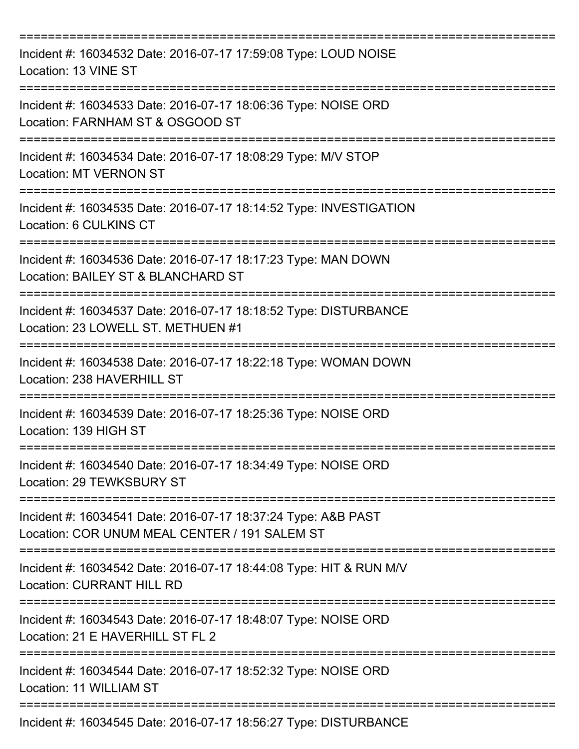===========================================================================

Incident #: 16034532 Date: 2016-07-17 17:59:08 Type: LOUD NOISE
Location: 13 VINE ST

===========================================================================

Incident #: 16034533 Date: 2016-07-17 18:06:36 Type: NOISE ORD
Location: FARNHAM ST & OSGOOD ST

===========================================================================

Incident #: 16034534 Date: 2016-07-17 18:08:29 Type: M/V STOP
Location: MT VERNON ST

===========================================================================

Incident #: 16034535 Date: 2016-07-17 18:14:52 Type: INVESTIGATION
Location: 6 CULKINS CT

===========================================================================

Incident #: 16034536 Date: 2016-07-17 18:17:23 Type: MAN DOWN
Location: BAILEY ST & BLANCHARD ST

===========================================================================

Incident #: 16034537 Date: 2016-07-17 18:18:52 Type: DISTURBANCE
Location: 23 LOWELL ST. METHUEN #1

===========================================================================

Incident #: 16034538 Date: 2016-07-17 18:22:18 Type: WOMAN DOWN
Location: 238 HAVERHILL ST

===========================================================================

Incident #: 16034539 Date: 2016-07-17 18:25:36 Type: NOISE ORD
Location: 139 HIGH ST

===========================================================================

Incident #: 16034540 Date: 2016-07-17 18:34:49 Type: NOISE ORD
Location: 29 TEWKSBURY ST

===========================================================================

Incident #: 16034541 Date: 2016-07-17 18:37:24 Type: A&B PAST
Location: COR UNUM MEAL CENTER / 191 SALEM ST

===========================================================================

Incident #: 16034542 Date: 2016-07-17 18:44:08 Type: HIT & RUN M/V
Location: CURRANT HILL RD

===========================================================================

Incident #: 16034543 Date: 2016-07-17 18:48:07 Type: NOISE ORD
Location: 21 E HAVERHILL ST FL 2

===========================================================================

Incident #: 16034544 Date: 2016-07-17 18:52:32 Type: NOISE ORD
Location: 11 WILLIAM ST

===========================================================================

Incident #: 16034545 Date: 2016-07-17 18:56:27 Type: DISTURBANCE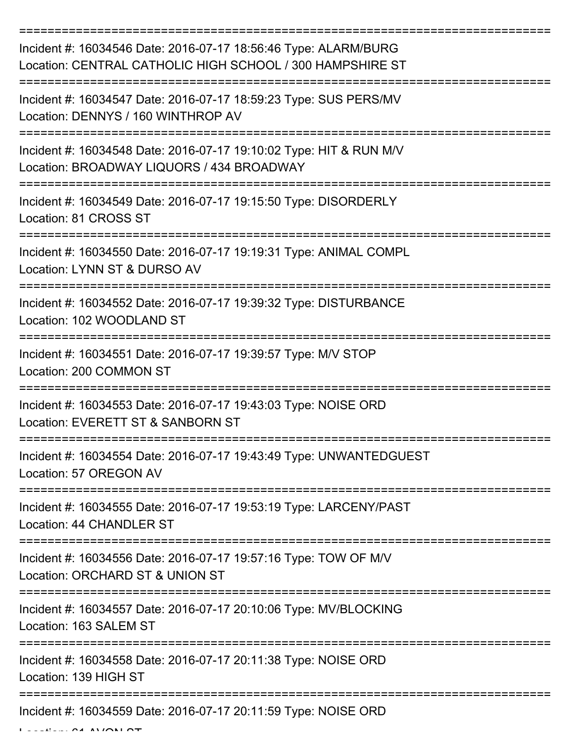===========================================================================

Incident #: 16034546 Date: 2016-07-17 18:56:46 Type: ALARM/BURG
Location: CENTRAL CATHOLIC HIGH SCHOOL / 300 HAMPSHIRE ST

===========================================================================

Incident #: 16034547 Date: 2016-07-17 18:59:23 Type: SUS PERS/MV
Location: DENNYS / 160 WINTHROP AV

===========================================================================

Incident #: 16034548 Date: 2016-07-17 19:10:02 Type: HIT & RUN M/V
Location: BROADWAY LIQUORS / 434 BROADWAY

===========================================================================

Incident #: 16034549 Date: 2016-07-17 19:15:50 Type: DISORDERLY
Location: 81 CROSS ST

===========================================================================

Incident #: 16034550 Date: 2016-07-17 19:19:31 Type: ANIMAL COMPL
Location: LYNN ST & DURSO AV

===========================================================================

Incident #: 16034552 Date: 2016-07-17 19:39:32 Type: DISTURBANCE
Location: 102 WOODLAND ST

===========================================================================

Incident #: 16034551 Date: 2016-07-17 19:39:57 Type: M/V STOP
Location: 200 COMMON ST

===========================================================================

Incident #: 16034553 Date: 2016-07-17 19:43:03 Type: NOISE ORD
Location: EVERETT ST & SANBORN ST

===========================================================================

Incident #: 16034554 Date: 2016-07-17 19:43:49 Type: UNWANTEDGUEST
Location: 57 OREGON AV

===========================================================================

Incident #: 16034555 Date: 2016-07-17 19:53:19 Type: LARCENY/PAST
Location: 44 CHANDLER ST

===========================================================================

Incident #: 16034556 Date: 2016-07-17 19:57:16 Type: TOW OF M/V
Location: ORCHARD ST & UNION ST

===========================================================================

Incident #: 16034557 Date: 2016-07-17 20:10:06 Type: MV/BLOCKING
Location: 163 SALEM ST

===========================================================================

Incident #: 16034558 Date: 2016-07-17 20:11:38 Type: NOISE ORD
Location: 139 HIGH ST

===========================================================================

Incident #: 16034559 Date: 2016-07-17 20:11:59 Type: NOISE ORD
Location: 61 AVON ST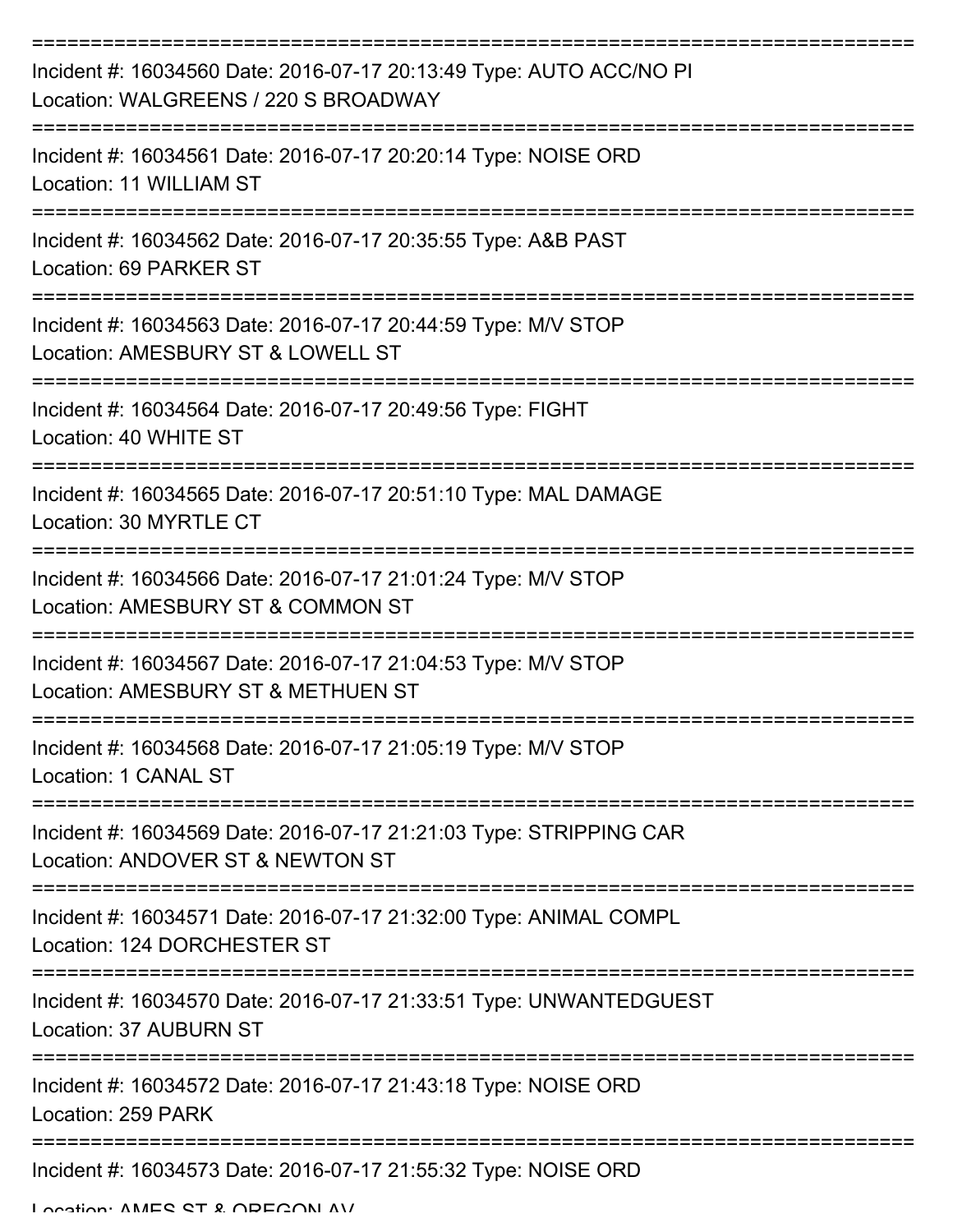===========================================================================
Incident #: 16034560 Date: 2016-07-17 20:13:49 Type: AUTO ACC/NO PI
Location: WALGREENS / 220 S BROADWAY
===========================================================================
Incident #: 16034561 Date: 2016-07-17 20:20:14 Type: NOISE ORD
Location: 11 WILLIAM ST
===========================================================================
Incident #: 16034562 Date: 2016-07-17 20:35:55 Type: A&B PAST
Location: 69 PARKER ST
===========================================================================
Incident #: 16034563 Date: 2016-07-17 20:44:59 Type: M/V STOP
Location: AMESBURY ST & LOWELL ST
===========================================================================
Incident #: 16034564 Date: 2016-07-17 20:49:56 Type: FIGHT
Location: 40 WHITE ST
===========================================================================
Incident #: 16034565 Date: 2016-07-17 20:51:10 Type: MAL DAMAGE
Location: 30 MYRTLE CT
===========================================================================
Incident #: 16034566 Date: 2016-07-17 21:01:24 Type: M/V STOP
Location: AMESBURY ST & COMMON ST
===========================================================================
Incident #: 16034567 Date: 2016-07-17 21:04:53 Type: M/V STOP
Location: AMESBURY ST & METHUEN ST
===========================================================================
Incident #: 16034568 Date: 2016-07-17 21:05:19 Type: M/V STOP
Location: 1 CANAL ST
===========================================================================
Incident #: 16034569 Date: 2016-07-17 21:21:03 Type: STRIPPING CAR
Location: ANDOVER ST & NEWTON ST
===========================================================================
Incident #: 16034571 Date: 2016-07-17 21:32:00 Type: ANIMAL COMPL
Location: 124 DORCHESTER ST
===========================================================================
Incident #: 16034570 Date: 2016-07-17 21:33:51 Type: UNWANTEDGUEST
Location: 37 AUBURN ST
===========================================================================
Incident #: 16034572 Date: 2016-07-17 21:43:18 Type: NOISE ORD
Location: 259 PARK
===========================================================================
Incident #: 16034573 Date: 2016-07-17 21:55:32 Type: NOISE ORD
Location: AMES ST & OREGON AV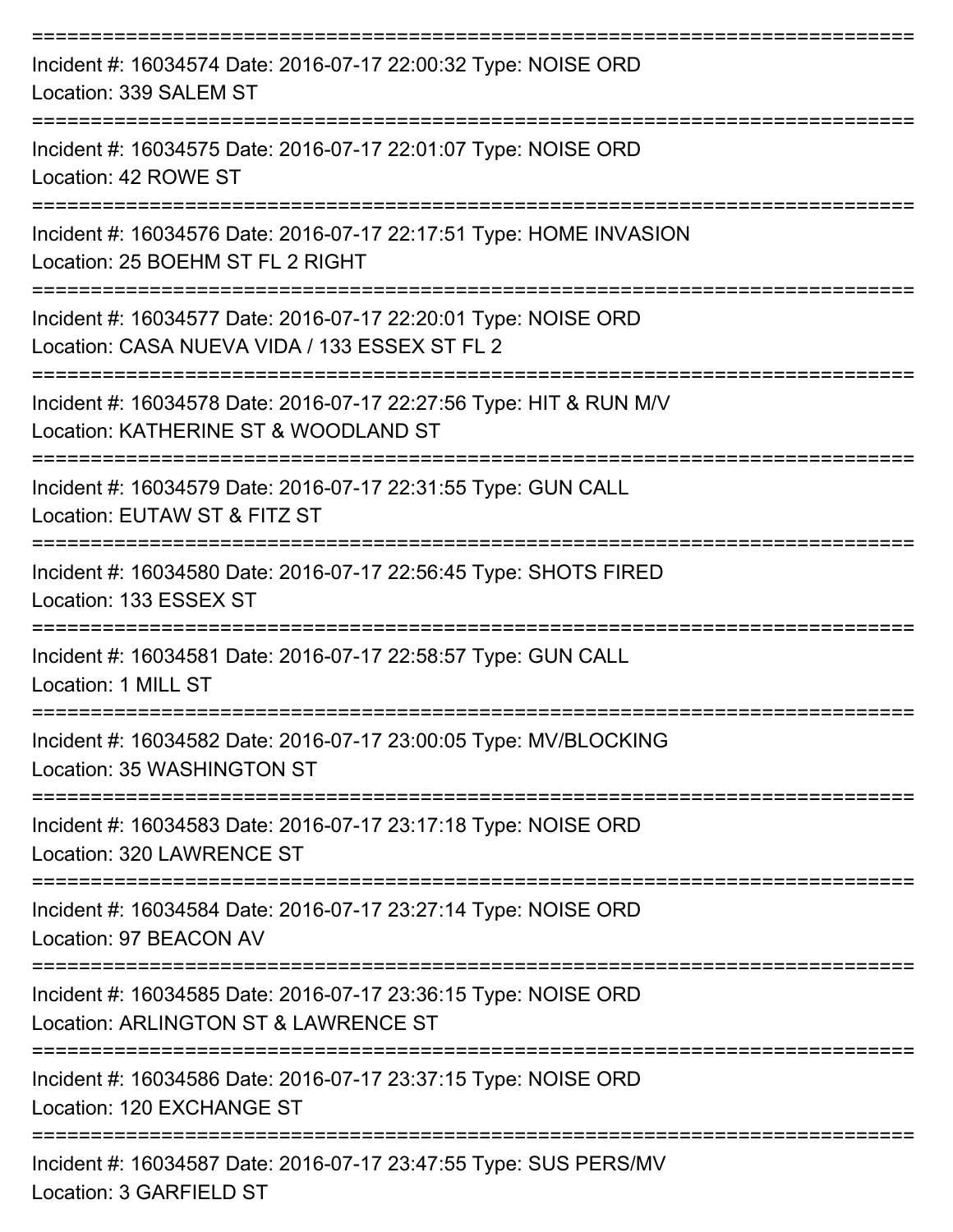===========================================================================

Incident #: 16034574 Date: 2016-07-17 22:00:32 Type: NOISE ORD
Location: 339 SALEM ST

===========================================================================

Incident #: 16034575 Date: 2016-07-17 22:01:07 Type: NOISE ORD
Location: 42 ROWE ST

===========================================================================

Incident #: 16034576 Date: 2016-07-17 22:17:51 Type: HOME INVASION
Location: 25 BOEHM ST FL 2 RIGHT

===========================================================================

Incident #: 16034577 Date: 2016-07-17 22:20:01 Type: NOISE ORD
Location: CASA NUEVA VIDA / 133 ESSEX ST FL 2

===========================================================================

Incident #: 16034578 Date: 2016-07-17 22:27:56 Type: HIT & RUN M/V
Location: KATHERINE ST & WOODLAND ST

===========================================================================

Incident #: 16034579 Date: 2016-07-17 22:31:55 Type: GUN CALL
Location: EUTAW ST & FITZ ST

===========================================================================

Incident #: 16034580 Date: 2016-07-17 22:56:45 Type: SHOTS FIRED
Location: 133 ESSEX ST

===========================================================================

Incident #: 16034581 Date: 2016-07-17 22:58:57 Type: GUN CALL
Location: 1 MILL ST

===========================================================================

Incident #: 16034582 Date: 2016-07-17 23:00:05 Type: MV/BLOCKING
Location: 35 WASHINGTON ST

===========================================================================

Incident #: 16034583 Date: 2016-07-17 23:17:18 Type: NOISE ORD
Location: 320 LAWRENCE ST

===========================================================================

Incident #: 16034584 Date: 2016-07-17 23:27:14 Type: NOISE ORD
Location: 97 BEACON AV

===========================================================================

Incident #: 16034585 Date: 2016-07-17 23:36:15 Type: NOISE ORD
Location: ARLINGTON ST & LAWRENCE ST

===========================================================================

Incident #: 16034586 Date: 2016-07-17 23:37:15 Type: NOISE ORD
Location: 120 EXCHANGE ST

===========================================================================

Incident #: 16034587 Date: 2016-07-17 23:47:55 Type: SUS PERS/MV
Location: 3 GARFIELD ST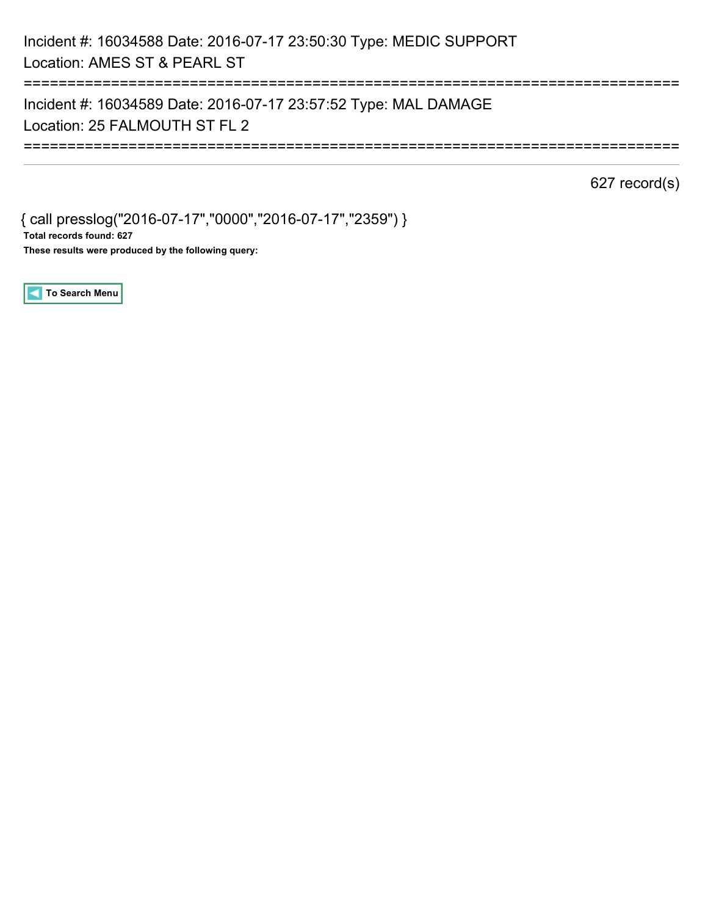Incident #: 16034588 Date: 2016-07-17 23:50:30 Type: MEDIC SUPPORT
Location: AMES ST & PEARL ST

===========================================================================

Incident #: 16034589 Date: 2016-07-17 23:57:52 Type: MAL DAMAGE
Location: 25 FALMOUTH ST FL 2

===========================================================================

---

627 record(s)

{ call presslog("2016-07-17","0000","2016-07-17","2359") }

**Total records found: 627**

**These results were produced by the following query:**

**To Search Menu**